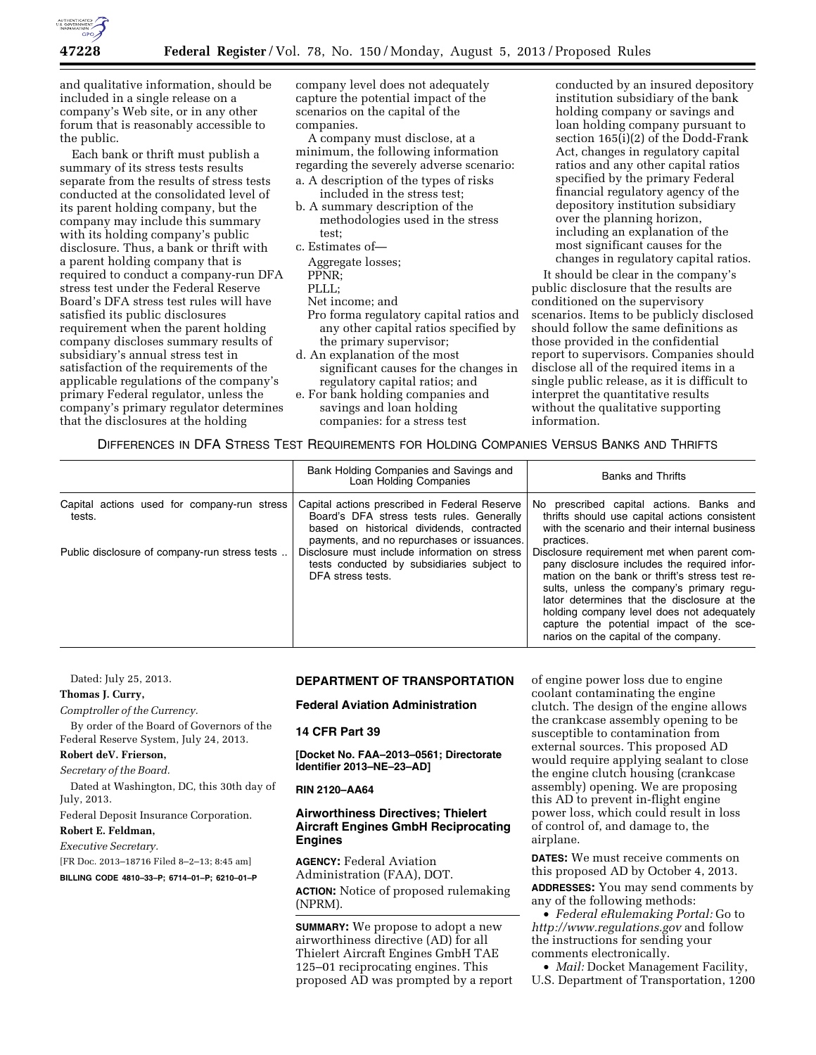and qualitative information, should be included in a single release on a company's Web site, or in any other forum that is reasonably accessible to the public.

Each bank or thrift must publish a summary of its stress tests results separate from the results of stress tests conducted at the consolidated level of its parent holding company, but the company may include this summary with its holding company's public disclosure. Thus, a bank or thrift with a parent holding company that is required to conduct a company-run DFA stress test under the Federal Reserve Board's DFA stress test rules will have satisfied its public disclosures requirement when the parent holding company discloses summary results of subsidiary's annual stress test in satisfaction of the requirements of the applicable regulations of the company's primary Federal regulator, unless the company's primary regulator determines that the disclosures at the holding company level does not adequately capture the potential impact of the scenarios on the capital of the companies.

A company must disclose, at a minimum, the following information regarding the severely adverse scenario:

a. A description of the types of risks included in the stress test;
b. A summary description of the methodologies used in the stress test;
c. Estimates of—
   Aggregate losses;
   PPNR;
   PLLL;
   Net income; and
   Pro forma regulatory capital ratios and any other capital ratios specified by the primary supervisor;
d. An explanation of the most significant causes for the changes in regulatory capital ratios; and
e. For bank holding companies and savings and loan holding companies: for a stress test conducted by an insured depository institution subsidiary of the bank holding company or savings and loan holding company pursuant to section 165(i)(2) of the Dodd-Frank Act, changes in regulatory capital ratios and any other capital ratios specified by the primary Federal financial regulatory agency of the depository institution subsidiary over the planning horizon, including an explanation of the most significant causes for the changes in regulatory capital ratios.

It should be clear in the company's public disclosure that the results are conditioned on the supervisory scenarios. Items to be publicly disclosed should follow the same definitions as those provided in the confidential report to supervisors. Companies should disclose all of the required items in a single public release, as it is difficult to interpret the quantitative results without the qualitative supporting information.

DIFFERENCES IN DFA STRESS TEST REQUIREMENTS FOR HOLDING COMPANIES VERSUS BANKS AND THRIFTS

| | Bank Holding Companies and Savings and Loan Holding Companies | Banks and Thrifts |
|---|---|---|
| Capital actions used for company-run stress tests. | Capital actions prescribed in Federal Reserve Board's DFA stress tests rules. Generally based on historical dividends, contracted payments, and no repurchases or issuances. | No prescribed capital actions. Banks and thrifts should use capital actions consistent with the scenario and their internal business practices. |
| Public disclosure of company-run stress tests .. | Disclosure must include information on stress tests conducted by subsidiaries subject to DFA stress tests. | Disclosure requirement met when parent company disclosure includes the required information on the bank or thrift's stress test results, unless the company's primary regulator determines that the disclosure at the holding company level does not adequately capture the potential impact of the scenarios on the capital of the company. |

Dated: July 25, 2013.

**Thomas J. Curry,**

*Comptroller of the Currency.*

By order of the Board of Governors of the Federal Reserve System, July 24, 2013.

**Robert deV. Frierson,**

*Secretary of the Board.*

Dated at Washington, DC, this 30th day of July, 2013.

Federal Deposit Insurance Corporation.

**Robert E. Feldman,**

*Executive Secretary.*

[FR Doc. 2013–18716 Filed 8–2–13; 8:45 am]

**BILLING CODE 4810–33–P; 6714–01–P; 6210–01–P**

## DEPARTMENT OF TRANSPORTATION

### Federal Aviation Administration

### 14 CFR Part 39

**[Docket No. FAA–2013–0561; Directorate Identifier 2013–NE–23–AD]**

**RIN 2120–AA64**

### Airworthiness Directives; Thielert Aircraft Engines GmbH Reciprocating Engines

**AGENCY:** Federal Aviation Administration (FAA), DOT.

**ACTION:** Notice of proposed rulemaking (NPRM).

**SUMMARY:** We propose to adopt a new airworthiness directive (AD) for all Thielert Aircraft Engines GmbH TAE 125–01 reciprocating engines. This proposed AD was prompted by a report of engine power loss due to engine coolant contaminating the engine clutch. The design of the engine allows the crankcase assembly opening to be susceptible to contamination from external sources. This proposed AD would require applying sealant to close the engine clutch housing (crankcase assembly) opening. We are proposing this AD to prevent in-flight engine power loss, which could result in loss of control of, and damage to, the airplane.

**DATES:** We must receive comments on this proposed AD by October 4, 2013.

**ADDRESSES:** You may send comments by any of the following methods:

- *Federal eRulemaking Portal:* Go to *http://www.regulations.gov* and follow the instructions for sending your comments electronically.
- *Mail:* Docket Management Facility, U.S. Department of Transportation, 1200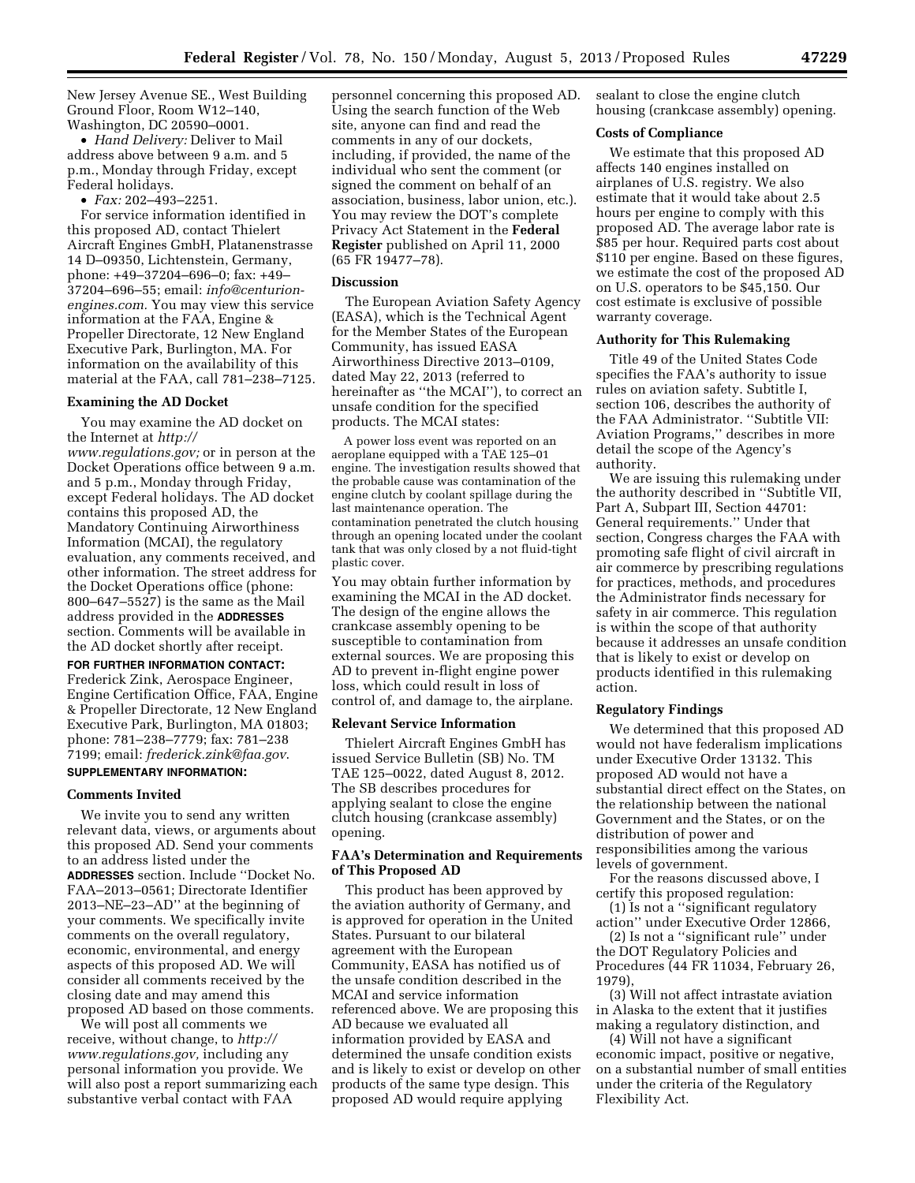New Jersey Avenue SE., West Building Ground Floor, Room W12–140, Washington, DC 20590–0001.

- *Hand Delivery:* Deliver to Mail address above between 9 a.m. and 5 p.m., Monday through Friday, except Federal holidays.
- *Fax:* 202–493–2251.

For service information identified in this proposed AD, contact Thielert Aircraft Engines GmbH, Platanenstrasse 14 D–09350, Lichtenstein, Germany, phone: +49–37204–696–0; fax: +49–37204–696–55; email: *info@centurion-engines.com.* You may view this service information at the FAA, Engine & Propeller Directorate, 12 New England Executive Park, Burlington, MA. For information on the availability of this material at the FAA, call 781–238–7125.

### Examining the AD Docket

You may examine the AD docket on the Internet at *http://www.regulations.gov;* or in person at the Docket Operations office between 9 a.m. and 5 p.m., Monday through Friday, except Federal holidays. The AD docket contains this proposed AD, the Mandatory Continuing Airworthiness Information (MCAI), the regulatory evaluation, any comments received, and other information. The street address for the Docket Operations office (phone: 800–647–5527) is the same as the Mail address provided in the **ADDRESSES** section. Comments will be available in the AD docket shortly after receipt.

**FOR FURTHER INFORMATION CONTACT:** Frederick Zink, Aerospace Engineer, Engine Certification Office, FAA, Engine & Propeller Directorate, 12 New England Executive Park, Burlington, MA 01803; phone: 781–238–7779; fax: 781–238 7199; email: *frederick.zink@faa.gov.*

**SUPPLEMENTARY INFORMATION:**

### Comments Invited

We invite you to send any written relevant data, views, or arguments about this proposed AD. Send your comments to an address listed under the **ADDRESSES** section. Include ''Docket No. FAA–2013–0561; Directorate Identifier 2013–NE–23–AD'' at the beginning of your comments. We specifically invite comments on the overall regulatory, economic, environmental, and energy aspects of this proposed AD. We will consider all comments received by the closing date and may amend this proposed AD based on those comments.

We will post all comments we receive, without change, to *http://www.regulations.gov,* including any personal information you provide. We will also post a report summarizing each substantive verbal contact with FAA personnel concerning this proposed AD. Using the search function of the Web site, anyone can find and read the comments in any of our dockets, including, if provided, the name of the individual who sent the comment (or signed the comment on behalf of an association, business, labor union, etc.). You may review the DOT's complete Privacy Act Statement in the **Federal Register** published on April 11, 2000 (65 FR 19477–78).

### Discussion

The European Aviation Safety Agency (EASA), which is the Technical Agent for the Member States of the European Community, has issued EASA Airworthiness Directive 2013–0109, dated May 22, 2013 (referred to hereinafter as ''the MCAI''), to correct an unsafe condition for the specified products. The MCAI states:

> A power loss event was reported on an aeroplane equipped with a TAE 125–01 engine. The investigation results showed that the probable cause was contamination of the engine clutch by coolant spillage during the last maintenance operation. The contamination penetrated the clutch housing through an opening located under the coolant tank that was only closed by a not fluid-tight plastic cover.

You may obtain further information by examining the MCAI in the AD docket. The design of the engine allows the crankcase assembly opening to be susceptible to contamination from external sources. We are proposing this AD to prevent in-flight engine power loss, which could result in loss of control of, and damage to, the airplane.

### Relevant Service Information

Thielert Aircraft Engines GmbH has issued Service Bulletin (SB) No. TM TAE 125–0022, dated August 8, 2012. The SB describes procedures for applying sealant to close the engine clutch housing (crankcase assembly) opening.

### FAA's Determination and Requirements of This Proposed AD

This product has been approved by the aviation authority of Germany, and is approved for operation in the United States. Pursuant to our bilateral agreement with the European Community, EASA has notified us of the unsafe condition described in the MCAI and service information referenced above. We are proposing this AD because we evaluated all information provided by EASA and determined the unsafe condition exists and is likely to exist or develop on other products of the same type design. This proposed AD would require applying sealant to close the engine clutch housing (crankcase assembly) opening.

### Costs of Compliance

We estimate that this proposed AD affects 140 engines installed on airplanes of U.S. registry. We also estimate that it would take about 2.5 hours per engine to comply with this proposed AD. The average labor rate is $85 per hour. Required parts cost about $110 per engine. Based on these figures, we estimate the cost of the proposed AD on U.S. operators to be $45,150. Our cost estimate is exclusive of possible warranty coverage.

### Authority for This Rulemaking

Title 49 of the United States Code specifies the FAA's authority to issue rules on aviation safety. Subtitle I, section 106, describes the authority of the FAA Administrator. ''Subtitle VII: Aviation Programs,'' describes in more detail the scope of the Agency's authority.

We are issuing this rulemaking under the authority described in ''Subtitle VII, Part A, Subpart III, Section 44701: General requirements.'' Under that section, Congress charges the FAA with promoting safe flight of civil aircraft in air commerce by prescribing regulations for practices, methods, and procedures the Administrator finds necessary for safety in air commerce. This regulation is within the scope of that authority because it addresses an unsafe condition that is likely to exist or develop on products identified in this rulemaking action.

### Regulatory Findings

We determined that this proposed AD would not have federalism implications under Executive Order 13132. This proposed AD would not have a substantial direct effect on the States, on the relationship between the national Government and the States, or on the distribution of power and responsibilities among the various levels of government.

For the reasons discussed above, I certify this proposed regulation:

(1) Is not a ''significant regulatory action'' under Executive Order 12866,

(2) Is not a ''significant rule'' under the DOT Regulatory Policies and Procedures (44 FR 11034, February 26, 1979),

(3) Will not affect intrastate aviation in Alaska to the extent that it justifies making a regulatory distinction, and

(4) Will not have a significant economic impact, positive or negative, on a substantial number of small entities under the criteria of the Regulatory Flexibility Act.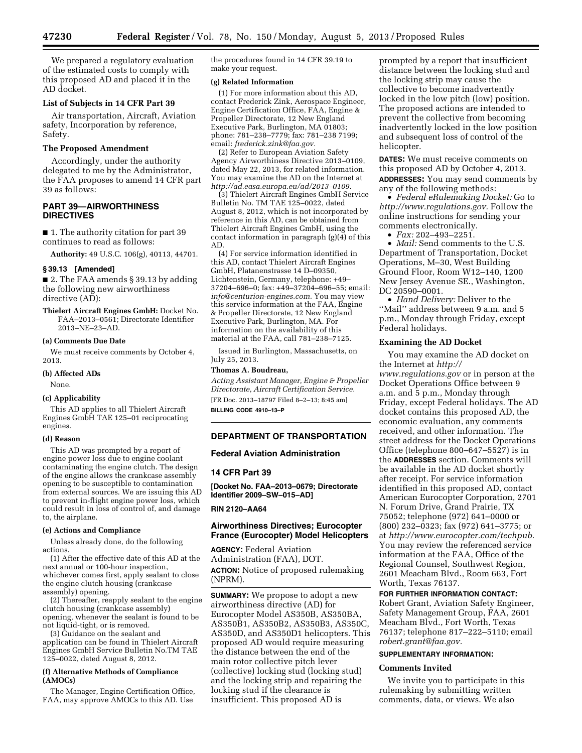We prepared a regulatory evaluation of the estimated costs to comply with this proposed AD and placed it in the AD docket.

### List of Subjects in 14 CFR Part 39

Air transportation, Aircraft, Aviation safety, Incorporation by reference, Safety.

### The Proposed Amendment

Accordingly, under the authority delegated to me by the Administrator, the FAA proposes to amend 14 CFR part 39 as follows:

## PART 39—AIRWORTHINESS DIRECTIVES

■ 1. The authority citation for part 39 continues to read as follows:

**Authority:** 49 U.S.C. 106(g), 40113, 44701.

### § 39.13 [Amended]

■ 2. The FAA amends § 39.13 by adding the following new airworthiness directive (AD):

**Thielert Aircraft Engines GmbH:** Docket No. FAA–2013–0561; Directorate Identifier 2013–NE–23–AD.

#### (a) Comments Due Date

We must receive comments by October 4, 2013.

#### (b) Affected ADs

None.

#### (c) Applicability

This AD applies to all Thielert Aircraft Engines GmbH TAE 125–01 reciprocating engines.

#### (d) Reason

This AD was prompted by a report of engine power loss due to engine coolant contaminating the engine clutch. The design of the engine allows the crankcase assembly opening to be susceptible to contamination from external sources. We are issuing this AD to prevent in-flight engine power loss, which could result in loss of control of, and damage to, the airplane.

#### (e) Actions and Compliance

Unless already done, do the following actions.

(1) After the effective date of this AD at the next annual or 100-hour inspection, whichever comes first, apply sealant to close the engine clutch housing (crankcase assembly) opening.

(2) Thereafter, reapply sealant to the engine clutch housing (crankcase assembly) opening, whenever the sealant is found to be not liquid-tight, or is removed.

(3) Guidance on the sealant and application can be found in Thielert Aircraft Engines GmbH Service Bulletin No.TM TAE 125–0022, dated August 8, 2012.

#### (f) Alternative Methods of Compliance (AMOCs)

The Manager, Engine Certification Office, FAA, may approve AMOCs to this AD. Use the procedures found in 14 CFR 39.19 to make your request.

#### (g) Related Information

(1) For more information about this AD, contact Frederick Zink, Aerospace Engineer, Engine Certification Office, FAA, Engine & Propeller Directorate, 12 New England Executive Park, Burlington, MA 01803; phone: 781–238–7779; fax: 781–238 7199; email: *frederick.zink@faa.gov.*

(2) Refer to European Aviation Safety Agency Airworthiness Directive 2013–0109, dated May 22, 2013, for related information. You may examine the AD on the Internet at *http://ad.easa.europa.eu/ad/2013–0109.*

(3) Thielert Aircraft Engines GmbH Service Bulletin No. TM TAE 125–0022, dated August 8, 2012, which is not incorporated by reference in this AD, can be obtained from Thielert Aircraft Engines GmbH, using the contact information in paragraph (g)(4) of this AD.

(4) For service information identified in this AD, contact Thielert Aircraft Engines GmbH, Platanenstrasse 14 D–09350, Lichtenstein, Germany, telephone: +49–37204–696–0; fax: +49–37204–696–55; email: *info@centurion-engines.com.* You may view this service information at the FAA, Engine & Propeller Directorate, 12 New England Executive Park, Burlington, MA. For information on the availability of this material at the FAA, call 781–238–7125.

Issued in Burlington, Massachusetts, on July 25, 2013.

**Thomas A. Boudreau,**

*Acting Assistant Manager, Engine & Propeller Directorate, Aircraft Certification Service.*

[FR Doc. 2013–18797 Filed 8–2–13; 8:45 am]

**BILLING CODE 4910–13–P**

---

## DEPARTMENT OF TRANSPORTATION

### Federal Aviation Administration

### 14 CFR Part 39

**[Docket No. FAA–2013–0679; Directorate Identifier 2009–SW–015–AD]**

**RIN 2120–AA64**

### Airworthiness Directives; Eurocopter France (Eurocopter) Model Helicopters

**AGENCY:** Federal Aviation Administration (FAA), DOT.

**ACTION:** Notice of proposed rulemaking (NPRM).

**SUMMARY:** We propose to adopt a new airworthiness directive (AD) for Eurocopter Model AS350B, AS350BA, AS350B1, AS350B2, AS350B3, AS350C, AS350D, and AS350D1 helicopters. This proposed AD would require measuring the distance between the end of the main rotor collective pitch lever (collective) locking stud (locking stud) and the locking strip and repairing the locking stud if the clearance is insufficient. This proposed AD is prompted by a report that insufficient distance between the locking stud and the locking strip may cause the collective to become inadvertently locked in the low pitch (low) position. The proposed actions are intended to prevent the collective from becoming inadvertently locked in the low position and subsequent loss of control of the helicopter.

**DATES:** We must receive comments on this proposed AD by October 4, 2013.

**ADDRESSES:** You may send comments by any of the following methods:

- *Federal eRulemaking Docket:* Go to *http://www.regulations.gov.* Follow the online instructions for sending your comments electronically.
- *Fax:* 202–493–2251.
- *Mail:* Send comments to the U.S. Department of Transportation, Docket Operations, M–30, West Building Ground Floor, Room W12–140, 1200 New Jersey Avenue SE., Washington, DC 20590–0001.
- *Hand Delivery:* Deliver to the ''Mail'' address between 9 a.m. and 5 p.m., Monday through Friday, except Federal holidays.

### Examining the AD Docket

You may examine the AD docket on the Internet at *http://www.regulations.gov* or in person at the Docket Operations Office between 9 a.m. and 5 p.m., Monday through Friday, except Federal holidays. The AD docket contains this proposed AD, the economic evaluation, any comments received, and other information. The street address for the Docket Operations Office (telephone 800–647–5527) is in the **ADDRESSES** section. Comments will be available in the AD docket shortly after receipt. For service information identified in this proposed AD, contact American Eurocopter Corporation, 2701 N. Forum Drive, Grand Prairie, TX 75052; telephone (972) 641–0000 or (800) 232–0323; fax (972) 641–3775; or at *http://www.eurocopter.com/techpub.* You may review the referenced service information at the FAA, Office of the Regional Counsel, Southwest Region, 2601 Meacham Blvd., Room 663, Fort Worth, Texas 76137.

**FOR FURTHER INFORMATION CONTACT:** Robert Grant, Aviation Safety Engineer, Safety Management Group, FAA, 2601 Meacham Blvd., Fort Worth, Texas 76137; telephone 817–222–5110; email *robert.grant@faa.gov.*

**SUPPLEMENTARY INFORMATION:**

### Comments Invited

We invite you to participate in this rulemaking by submitting written comments, data, or views. We also